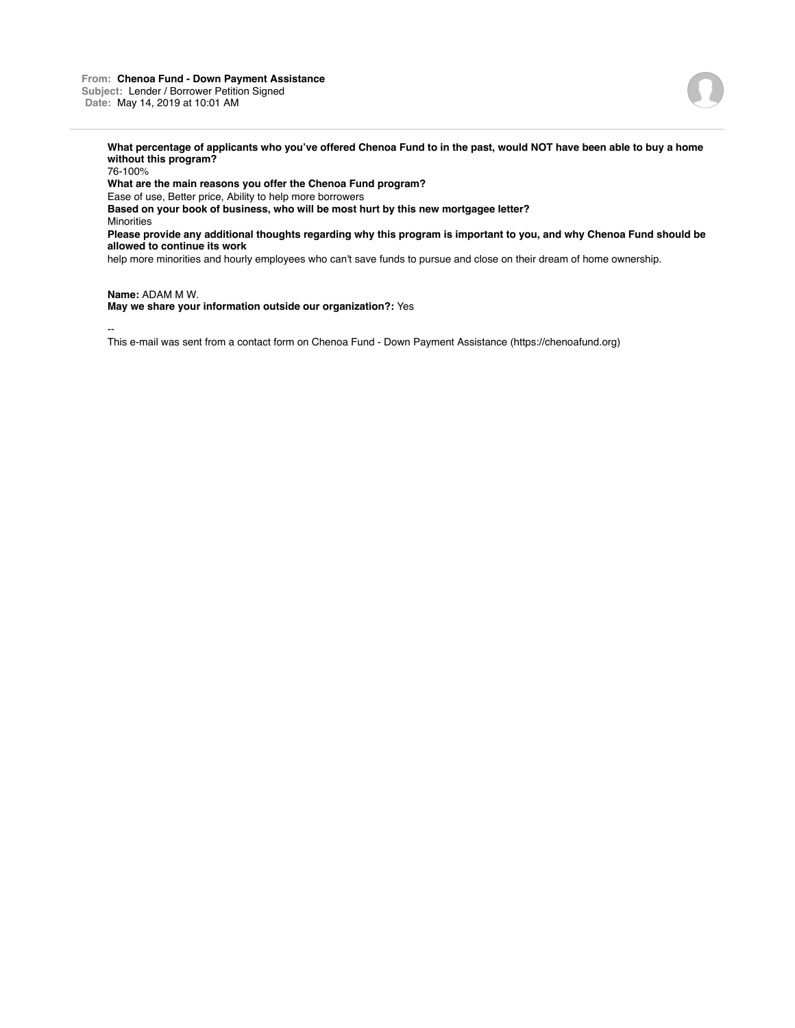**From:** **Chenoa Fund - Down Payment Assistance**
**Subject:** Lender / Borrower Petition Signed
**Date:** May 14, 2019 at 10:01 AM

---

**What percentage of applicants who you've offered Chenoa Fund to in the past, would NOT have been able to buy a home without this program?**
76-100%
**What are the main reasons you offer the Chenoa Fund program?**
Ease of use, Better price, Ability to help more borrowers
**Based on your book of business, who will be most hurt by this new mortgagee letter?**
Minorities
**Please provide any additional thoughts regarding why this program is important to you, and why Chenoa Fund should be allowed to continue its work**
help more minorities and hourly employees who can't save funds to pursue and close on their dream of home ownership.

**Name:** ADAM M W.
**May we share your information outside our organization?:** Yes

--
This e-mail was sent from a contact form on Chenoa Fund - Down Payment Assistance (https://chenoafund.org)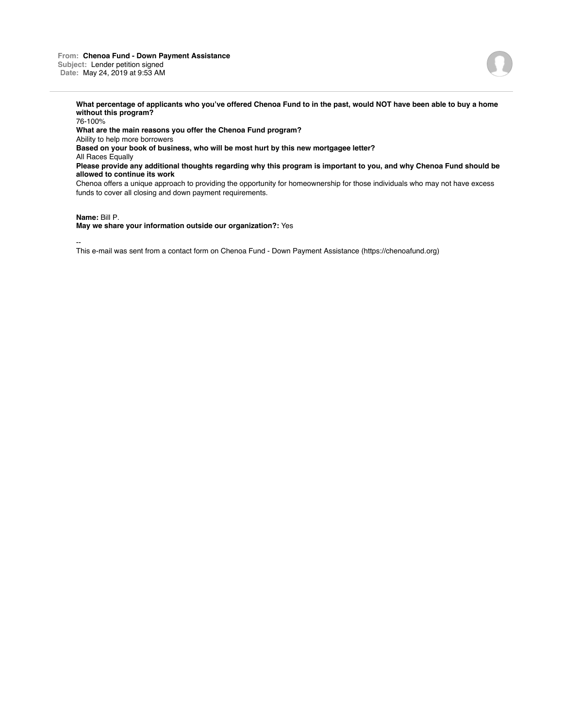**From:** **Chenoa Fund - Down Payment Assistance**
**Subject:** Lender petition signed
**Date:** May 24, 2019 at 9:53 AM

---

**What percentage of applicants who you've offered Chenoa Fund to in the past, would NOT have been able to buy a home without this program?**
76-100%
**What are the main reasons you offer the Chenoa Fund program?**
Ability to help more borrowers
**Based on your book of business, who will be most hurt by this new mortgagee letter?**
All Races Equally
**Please provide any additional thoughts regarding why this program is important to you, and why Chenoa Fund should be allowed to continue its work**
Chenoa offers a unique approach to providing the opportunity for homeownership for those individuals who may not have excess funds to cover all closing and down payment requirements.

**Name:** Bill P.
**May we share your information outside our organization?:** Yes

--
This e-mail was sent from a contact form on Chenoa Fund - Down Payment Assistance (https://chenoafund.org)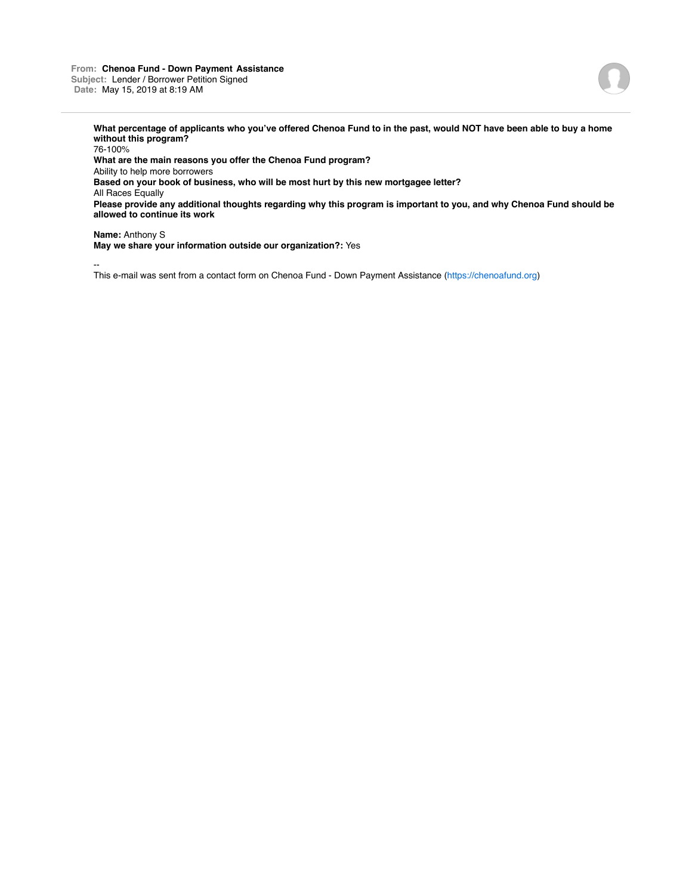**From:** Chenoa Fund - Down Payment Assistance
**Subject:** Lender / Borrower Petition Signed
**Date:** May 15, 2019 at 8:19 AM

---

**What percentage of applicants who you've offered Chenoa Fund to in the past, would NOT have been able to buy a home without this program?**
76-100%
**What are the main reasons you offer the Chenoa Fund program?**
Ability to help more borrowers
**Based on your book of business, who will be most hurt by this new mortgagee letter?**
All Races Equally
**Please provide any additional thoughts regarding why this program is important to you, and why Chenoa Fund should be allowed to continue its work**

**Name:** Anthony S
**May we share your information outside our organization?:** Yes

--
This e-mail was sent from a contact form on Chenoa Fund - Down Payment Assistance (https://chenoafund.org)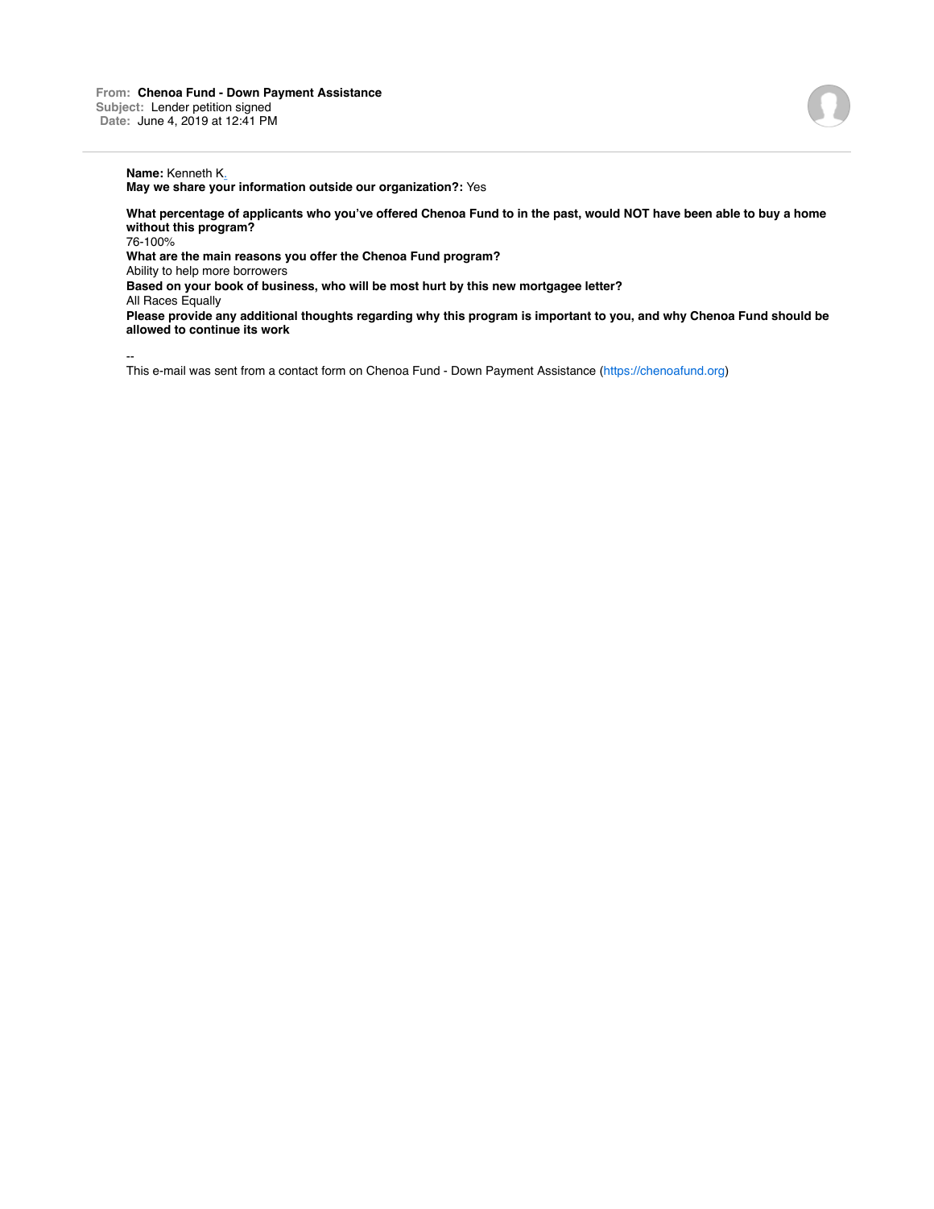**From:** Chenoa Fund - Down Payment Assistance
**Subject:** Lender petition signed
**Date:** June 4, 2019 at 12:41 PM

---

**Name:** Kenneth K.
**May we share your information outside our organization?:** Yes

**What percentage of applicants who you've offered Chenoa Fund to in the past, would NOT have been able to buy a home without this program?**
76-100%
**What are the main reasons you offer the Chenoa Fund program?**
Ability to help more borrowers
**Based on your book of business, who will be most hurt by this new mortgagee letter?**
All Races Equally
**Please provide any additional thoughts regarding why this program is important to you, and why Chenoa Fund should be allowed to continue its work**

--
This e-mail was sent from a contact form on Chenoa Fund - Down Payment Assistance (https://chenoafund.org)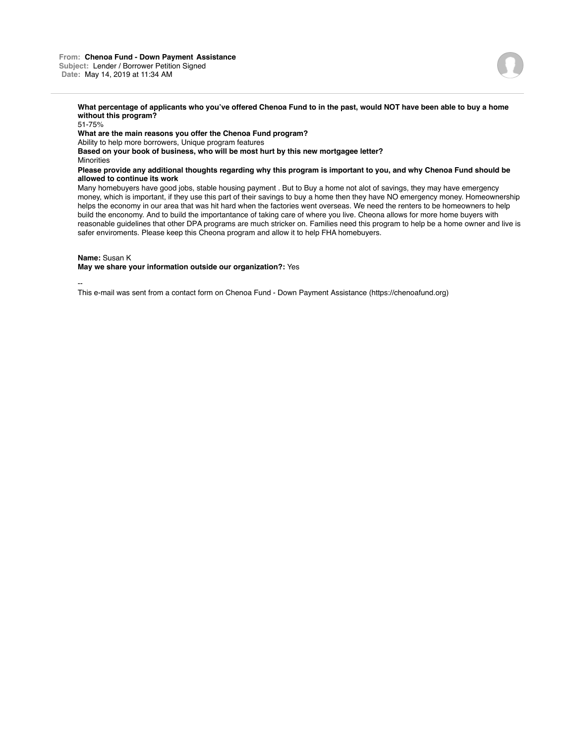**From:** Chenoa Fund - Down Payment Assistance
**Subject:** Lender / Borrower Petition Signed
**Date:** May 14, 2019 at 11:34 AM

**What percentage of applicants who you've offered Chenoa Fund to in the past, would NOT have been able to buy a home without this program?**
51-75%
**What are the main reasons you offer the Chenoa Fund program?**
Ability to help more borrowers, Unique program features
**Based on your book of business, who will be most hurt by this new mortgagee letter?**
Minorities
**Please provide any additional thoughts regarding why this program is important to you, and why Chenoa Fund should be allowed to continue its work**
Many homebuyers have good jobs, stable housing payment . But to Buy a home not alot of savings, they may have emergency money, which is important, if they use this part of their savings to buy a home then they have NO emergency money. Homeownership helps the economy in our area that was hit hard when the factories went overseas. We need the renters to be homeowners to help build the enconomy. And to build the importantance of taking care of where you live. Cheona allows for more home buyers with reasonable guidelines that other DPA programs are much stricker on. Families need this program to help be a home owner and live is safer enviroments. Please keep this Cheona program and allow it to help FHA homebuyers.

**Name:** Susan K
**May we share your information outside our organization?:** Yes

--
This e-mail was sent from a contact form on Chenoa Fund - Down Payment Assistance (https://chenoafund.org)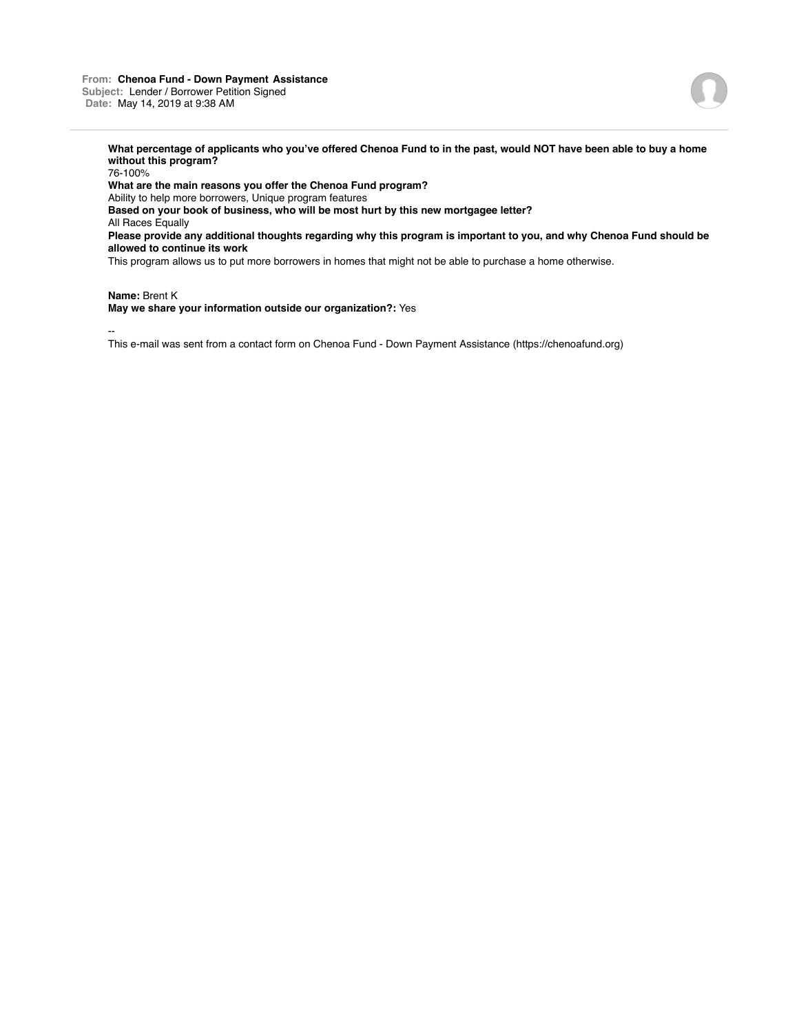**From:** Chenoa Fund - Down Payment Assistance
**Subject:** Lender / Borrower Petition Signed
**Date:** May 14, 2019 at 9:38 AM

**What percentage of applicants who you've offered Chenoa Fund to in the past, would NOT have been able to buy a home without this program?**
76-100%
**What are the main reasons you offer the Chenoa Fund program?**
Ability to help more borrowers, Unique program features
**Based on your book of business, who will be most hurt by this new mortgagee letter?**
All Races Equally
**Please provide any additional thoughts regarding why this program is important to you, and why Chenoa Fund should be allowed to continue its work**
This program allows us to put more borrowers in homes that might not be able to purchase a home otherwise.

**Name:** Brent K
**May we share your information outside our organization?:** Yes

--
This e-mail was sent from a contact form on Chenoa Fund - Down Payment Assistance (https://chenoafund.org)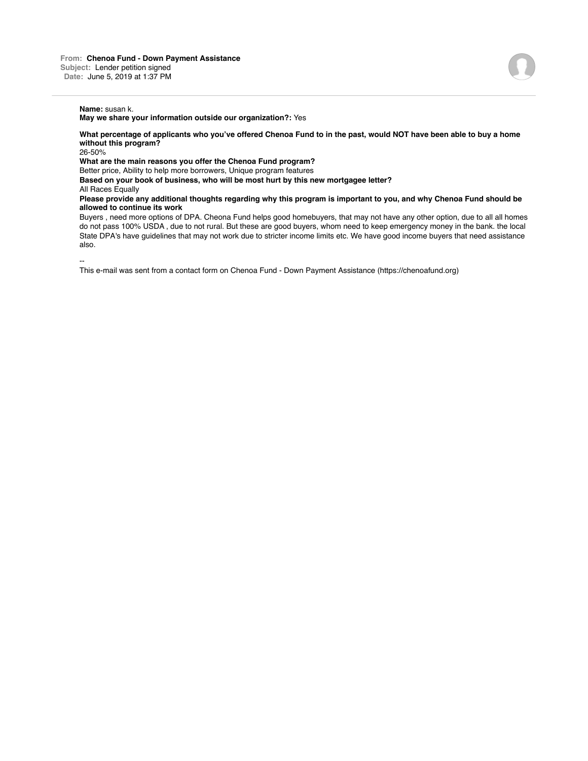**From:** Chenoa Fund - Down Payment Assistance
**Subject:** Lender petition signed
**Date:** June 5, 2019 at 1:37 PM

---

**Name:** susan k.
**May we share your information outside our organization?:** Yes

**What percentage of applicants who you've offered Chenoa Fund to in the past, would NOT have been able to buy a home without this program?**
26-50%

**What are the main reasons you offer the Chenoa Fund program?**
Better price, Ability to help more borrowers, Unique program features

**Based on your book of business, who will be most hurt by this new mortgagee letter?**
All Races Equally

**Please provide any additional thoughts regarding why this program is important to you, and why Chenoa Fund should be allowed to continue its work**
Buyers , need more options of DPA. Cheona Fund helps good homebuyers, that may not have any other option, due to all all homes do not pass 100% USDA , due to not rural. But these are good buyers, whom need to keep emergency money in the bank. the local State DPA's have guidelines that may not work due to stricter income limits etc. We have good income buyers that need assistance also.

--
This e-mail was sent from a contact form on Chenoa Fund - Down Payment Assistance (https://chenoafund.org)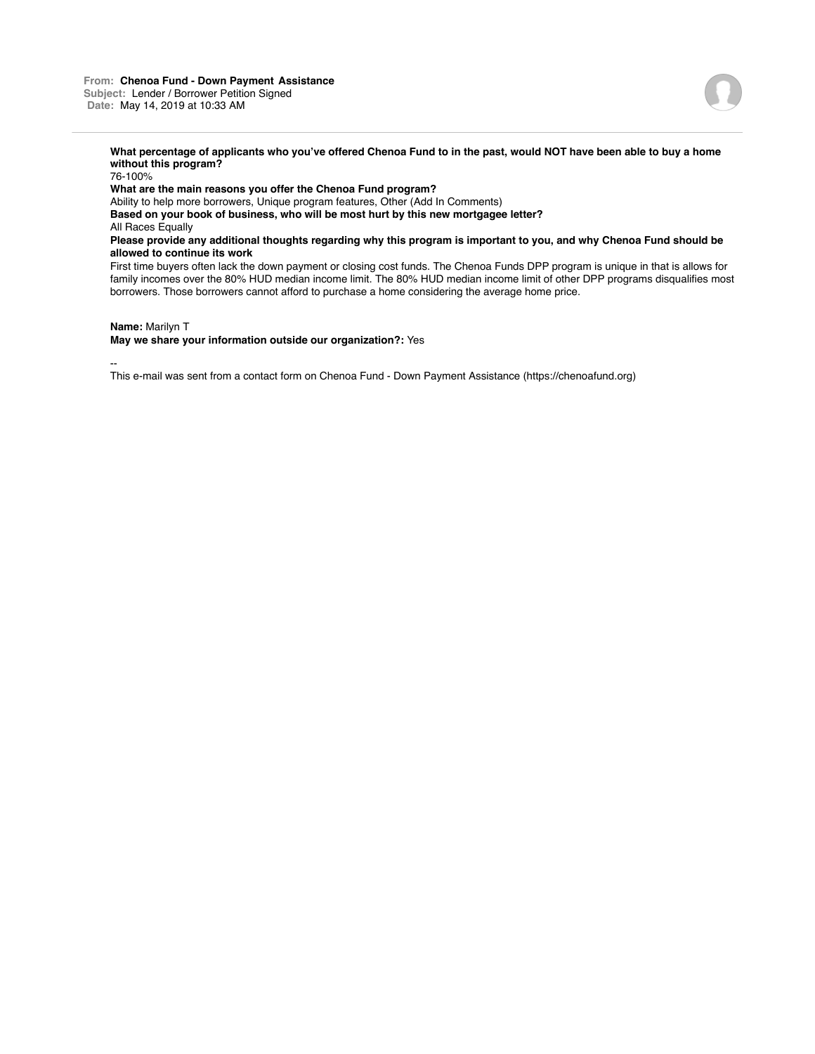**From:** Chenoa Fund - Down Payment Assistance
**Subject:** Lender / Borrower Petition Signed
**Date:** May 14, 2019 at 10:33 AM

---

**What percentage of applicants who you've offered Chenoa Fund to in the past, would NOT have been able to buy a home without this program?**
76-100%

**What are the main reasons you offer the Chenoa Fund program?**
Ability to help more borrowers, Unique program features, Other (Add In Comments)

**Based on your book of business, who will be most hurt by this new mortgagee letter?**
All Races Equally

**Please provide any additional thoughts regarding why this program is important to you, and why Chenoa Fund should be allowed to continue its work**
First time buyers often lack the down payment or closing cost funds. The Chenoa Funds DPP program is unique in that is allows for family incomes over the 80% HUD median income limit. The 80% HUD median income limit of other DPP programs disqualifies most borrowers. Those borrowers cannot afford to purchase a home considering the average home price.

**Name:** Marilyn T
**May we share your information outside our organization?:** Yes

--
This e-mail was sent from a contact form on Chenoa Fund - Down Payment Assistance (https://chenoafund.org)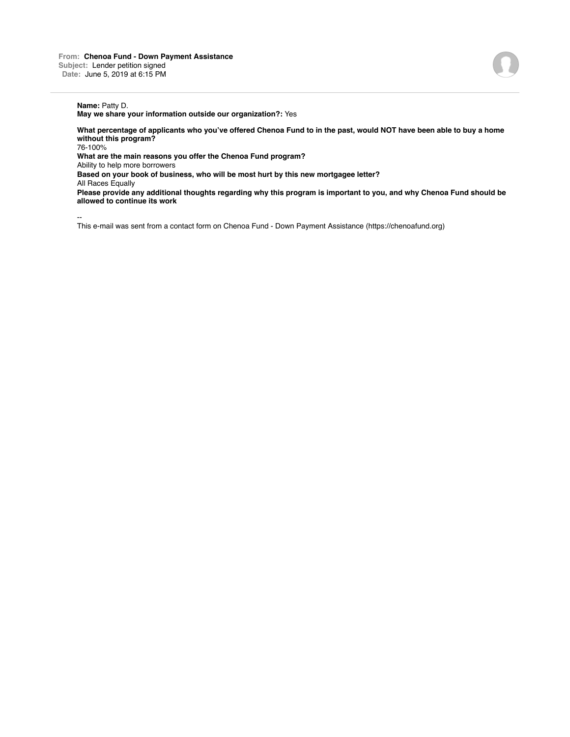**From:** **Chenoa Fund - Down Payment Assistance**
**Subject:** Lender petition signed
**Date:** June 5, 2019 at 6:15 PM

---

**Name:** Patty D.
**May we share your information outside our organization?:** Yes

**What percentage of applicants who you've offered Chenoa Fund to in the past, would NOT have been able to buy a home without this program?**
76-100%
**What are the main reasons you offer the Chenoa Fund program?**
Ability to help more borrowers
**Based on your book of business, who will be most hurt by this new mortgagee letter?**
All Races Equally
**Please provide any additional thoughts regarding why this program is important to you, and why Chenoa Fund should be allowed to continue its work**

--
This e-mail was sent from a contact form on Chenoa Fund - Down Payment Assistance (https://chenoafund.org)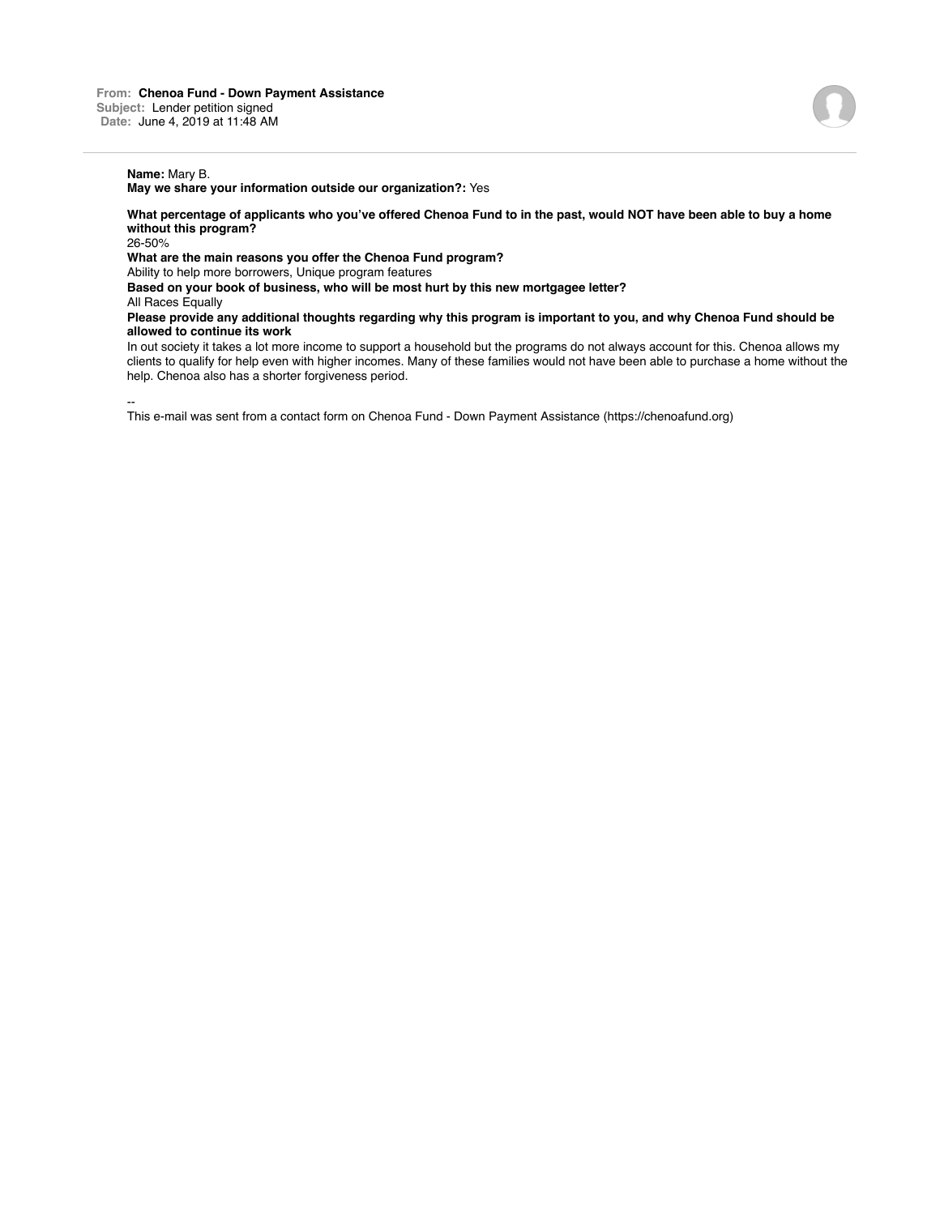**From:** Chenoa Fund - Down Payment Assistance
**Subject:** Lender petition signed
**Date:** June 4, 2019 at 11:48 AM

---

**Name:** Mary B.
**May we share your information outside our organization?:** Yes

**What percentage of applicants who you've offered Chenoa Fund to in the past, would NOT have been able to buy a home without this program?**
26-50%
**What are the main reasons you offer the Chenoa Fund program?**
Ability to help more borrowers, Unique program features
**Based on your book of business, who will be most hurt by this new mortgagee letter?**
All Races Equally
**Please provide any additional thoughts regarding why this program is important to you, and why Chenoa Fund should be allowed to continue its work**
In out society it takes a lot more income to support a household but the programs do not always account for this. Chenoa allows my clients to qualify for help even with higher incomes. Many of these families would not have been able to purchase a home without the help. Chenoa also has a shorter forgiveness period.

--
This e-mail was sent from a contact form on Chenoa Fund - Down Payment Assistance (https://chenoafund.org)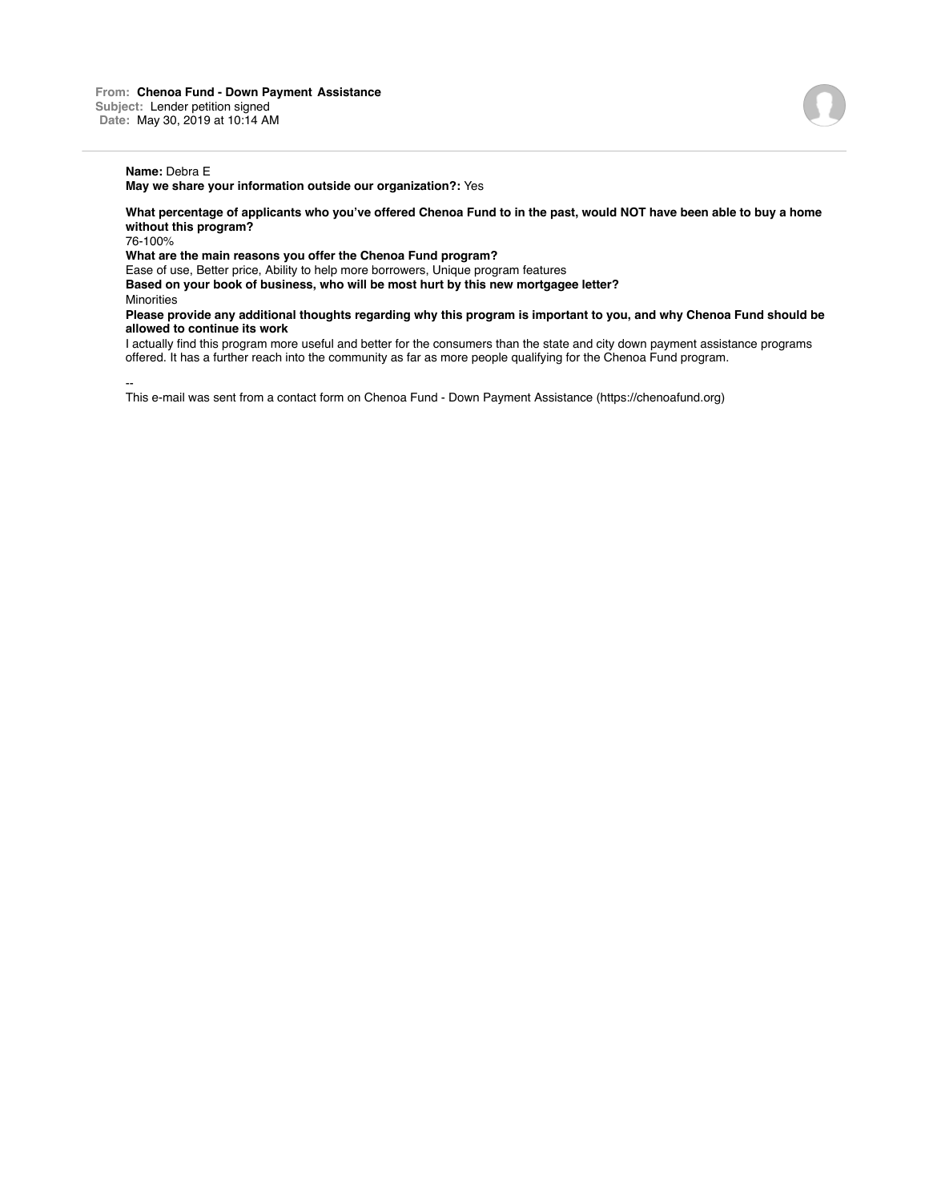**From:** Chenoa Fund - Down Payment Assistance
**Subject:** Lender petition signed
**Date:** May 30, 2019 at 10:14 AM

---

**Name:** Debra E
**May we share your information outside our organization?:** Yes

**What percentage of applicants who you've offered Chenoa Fund to in the past, would NOT have been able to buy a home without this program?**
76-100%
**What are the main reasons you offer the Chenoa Fund program?**
Ease of use, Better price, Ability to help more borrowers, Unique program features
**Based on your book of business, who will be most hurt by this new mortgagee letter?**
Minorities
**Please provide any additional thoughts regarding why this program is important to you, and why Chenoa Fund should be allowed to continue its work**
I actually find this program more useful and better for the consumers than the state and city down payment assistance programs offered. It has a further reach into the community as far as more people qualifying for the Chenoa Fund program.

--
This e-mail was sent from a contact form on Chenoa Fund - Down Payment Assistance (https://chenoafund.org)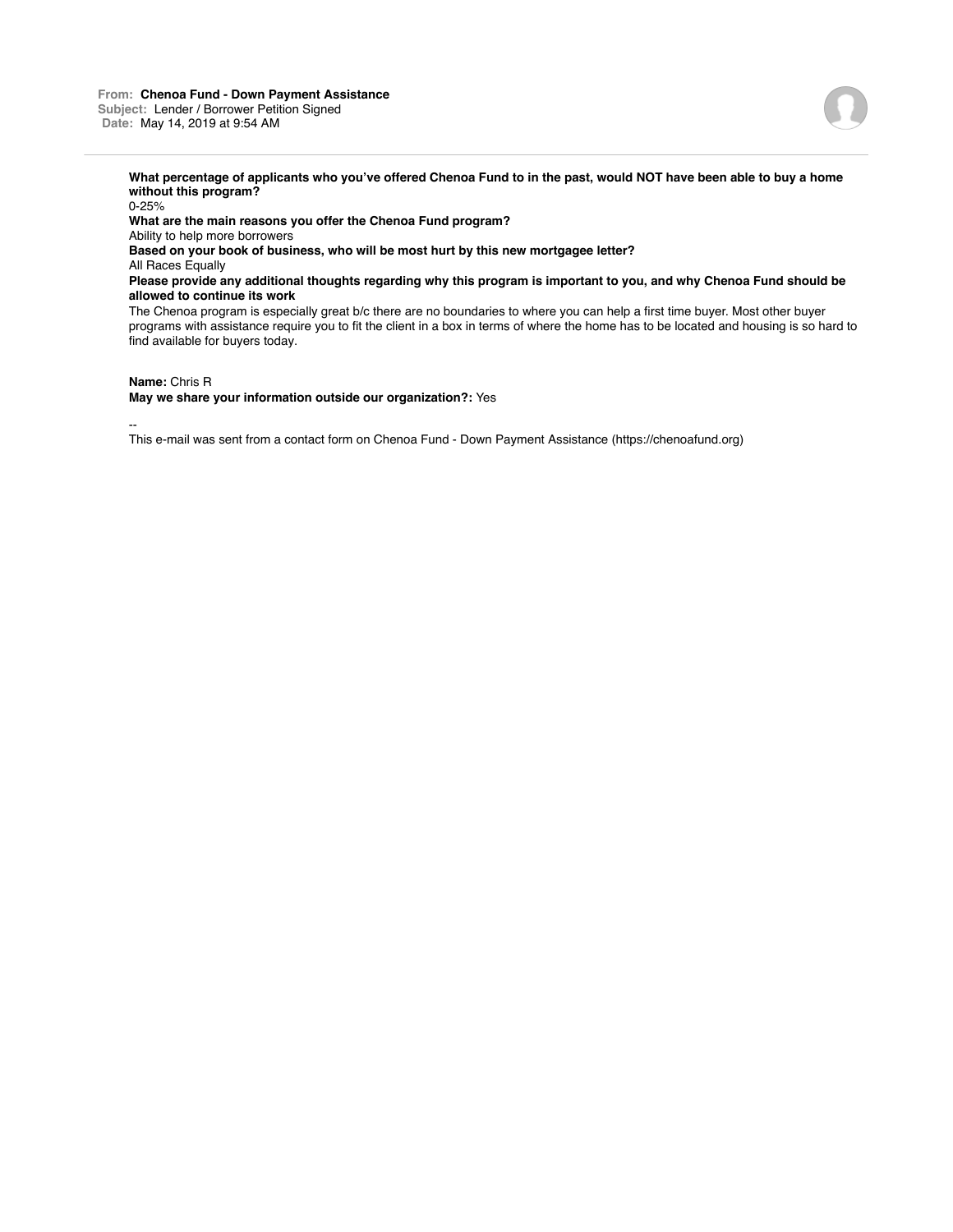**From:** **Chenoa Fund - Down Payment Assistance**
**Subject:** Lender / Borrower Petition Signed
**Date:** May 14, 2019 at 9:54 AM

---

**What percentage of applicants who you've offered Chenoa Fund to in the past, would NOT have been able to buy a home without this program?**
0-25%

**What are the main reasons you offer the Chenoa Fund program?**
Ability to help more borrowers

**Based on your book of business, who will be most hurt by this new mortgagee letter?**
All Races Equally

**Please provide any additional thoughts regarding why this program is important to you, and why Chenoa Fund should be allowed to continue its work**
The Chenoa program is especially great b/c there are no boundaries to where you can help a first time buyer. Most other buyer programs with assistance require you to fit the client in a box in terms of where the home has to be located and housing is so hard to find available for buyers today.

**Name:** Chris R
**May we share your information outside our organization?:** Yes

--
This e-mail was sent from a contact form on Chenoa Fund - Down Payment Assistance (https://chenoafund.org)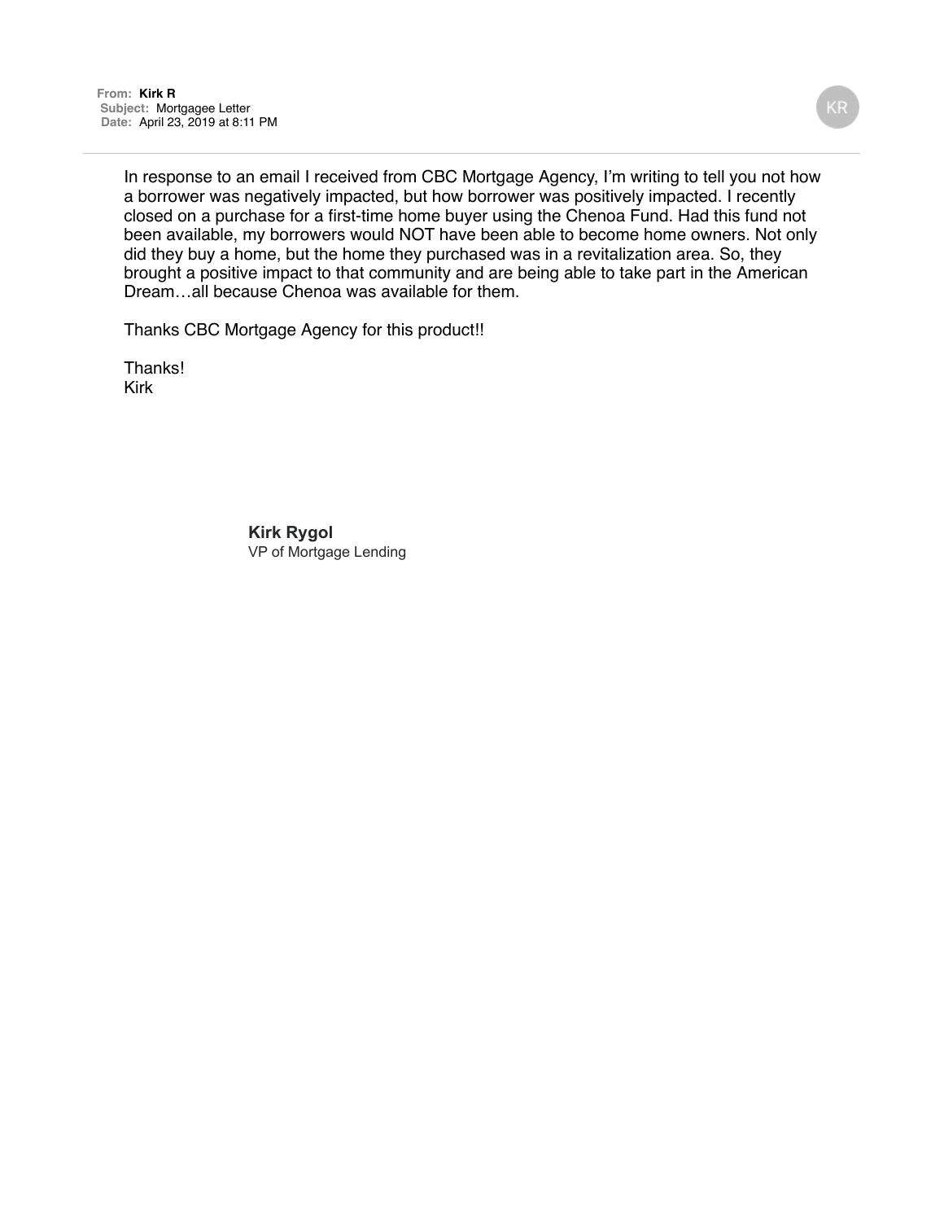**From:** **Kirk R**
**Subject:** Mortgagee Letter
**Date:** April 23, 2019 at 8:11 PM

KR

In response to an email I received from CBC Mortgage Agency, I'm writing to tell you not how a borrower was negatively impacted, but how borrower was positively impacted. I recently closed on a purchase for a first-time home buyer using the Chenoa Fund. Had this fund not been available, my borrowers would NOT have been able to become home owners. Not only did they buy a home, but the home they purchased was in a revitalization area. So, they brought a positive impact to that community and are being able to take part in the American Dream…all because Chenoa was available for them.

Thanks CBC Mortgage Agency for this product!!

Thanks!
Kirk

**Kirk Rygol**
VP of Mortgage Lending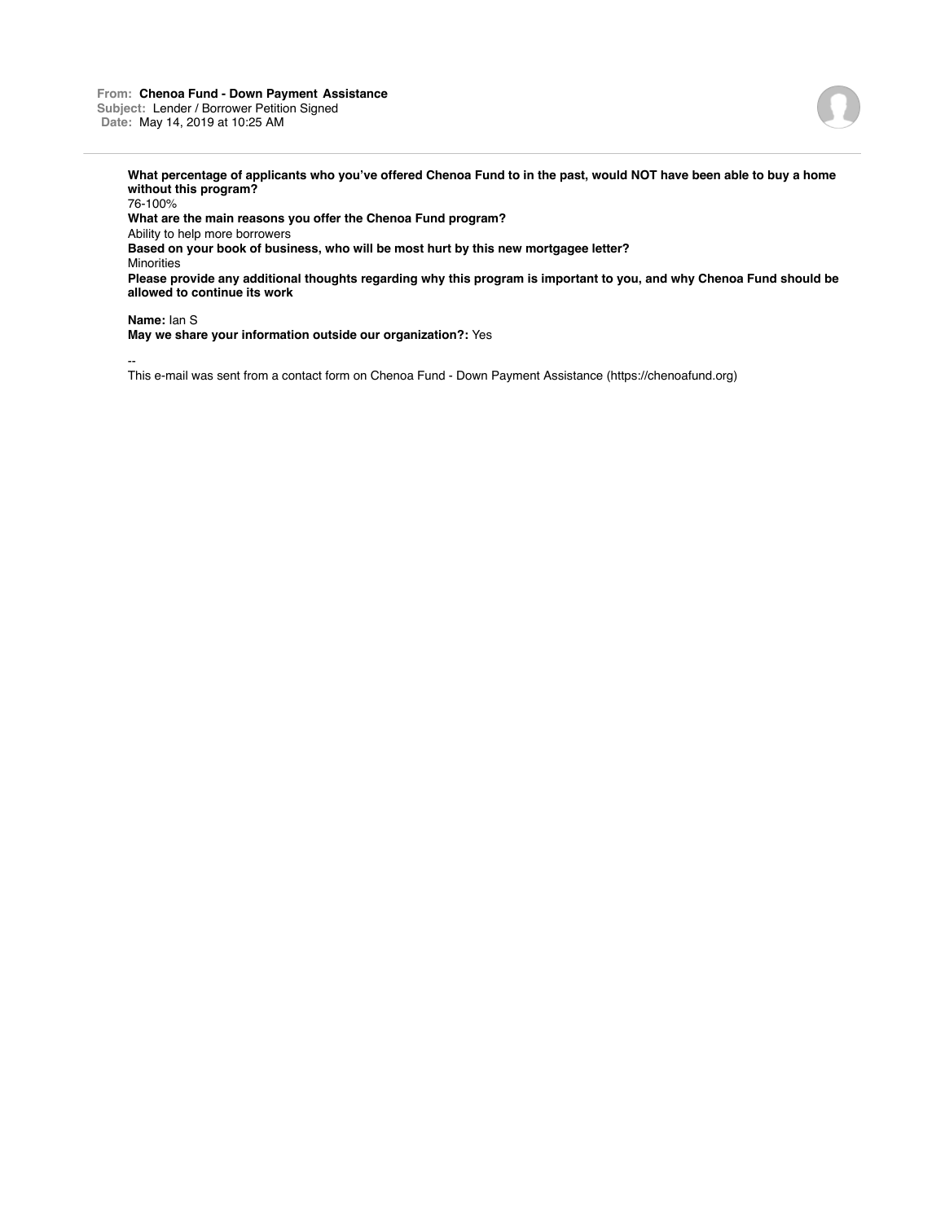**From:** **Chenoa Fund - Down Payment Assistance**
**Subject:** Lender / Borrower Petition Signed
**Date:** May 14, 2019 at 10:25 AM

---

**What percentage of applicants who you've offered Chenoa Fund to in the past, would NOT have been able to buy a home without this program?**
76-100%
**What are the main reasons you offer the Chenoa Fund program?**
Ability to help more borrowers
**Based on your book of business, who will be most hurt by this new mortgagee letter?**
Minorities
**Please provide any additional thoughts regarding why this program is important to you, and why Chenoa Fund should be allowed to continue its work**

**Name:** Ian S
**May we share your information outside our organization?:** Yes

--
This e-mail was sent from a contact form on Chenoa Fund - Down Payment Assistance (https://chenoafund.org)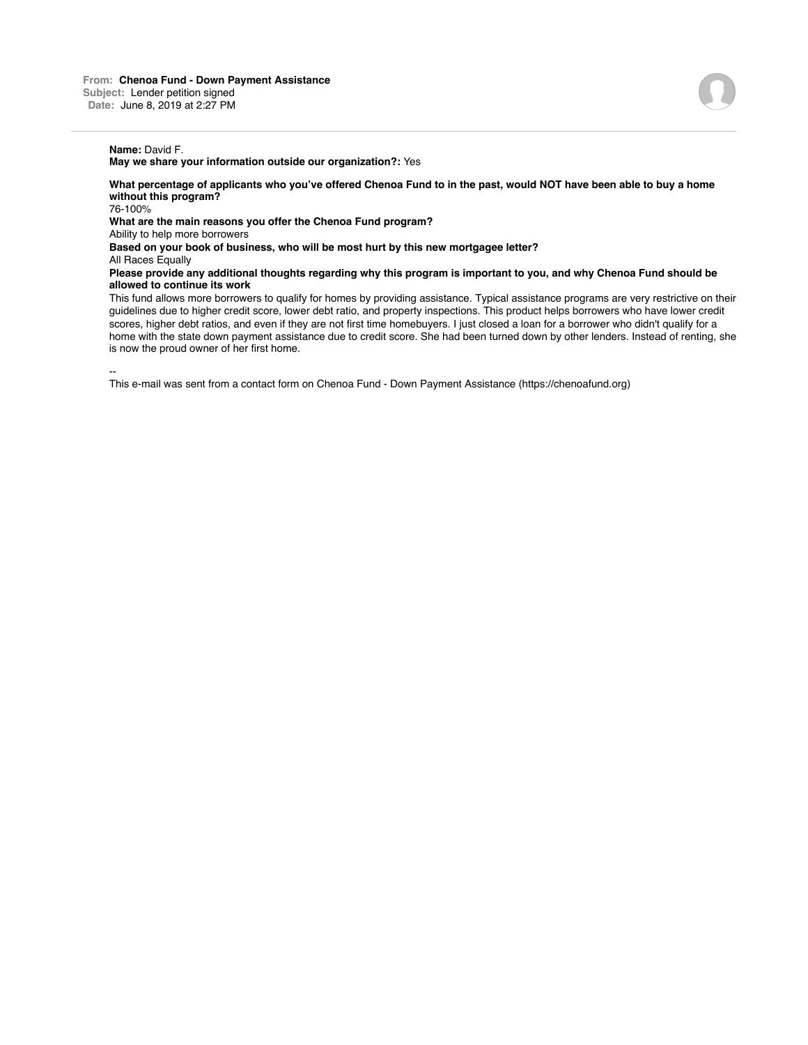**From:** **Chenoa Fund - Down Payment Assistance**
**Subject:** Lender petition signed
**Date:** June 8, 2019 at 2:27 PM

---

**Name:** David F.
**May we share your information outside our organization?:** Yes

**What percentage of applicants who you've offered Chenoa Fund to in the past, would NOT have been able to buy a home without this program?**
76-100%
**What are the main reasons you offer the Chenoa Fund program?**
Ability to help more borrowers
**Based on your book of business, who will be most hurt by this new mortgagee letter?**
All Races Equally
**Please provide any additional thoughts regarding why this program is important to you, and why Chenoa Fund should be allowed to continue its work**
This fund allows more borrowers to qualify for homes by providing assistance. Typical assistance programs are very restrictive on their guidelines due to higher credit score, lower debt ratio, and property inspections. This product helps borrowers who have lower credit scores, higher debt ratios, and even if they are not first time homebuyers. I just closed a loan for a borrower who didn't qualify for a home with the state down payment assistance due to credit score. She had been turned down by other lenders. Instead of renting, she is now the proud owner of her first home.

--
This e-mail was sent from a contact form on Chenoa Fund - Down Payment Assistance (https://chenoafund.org)